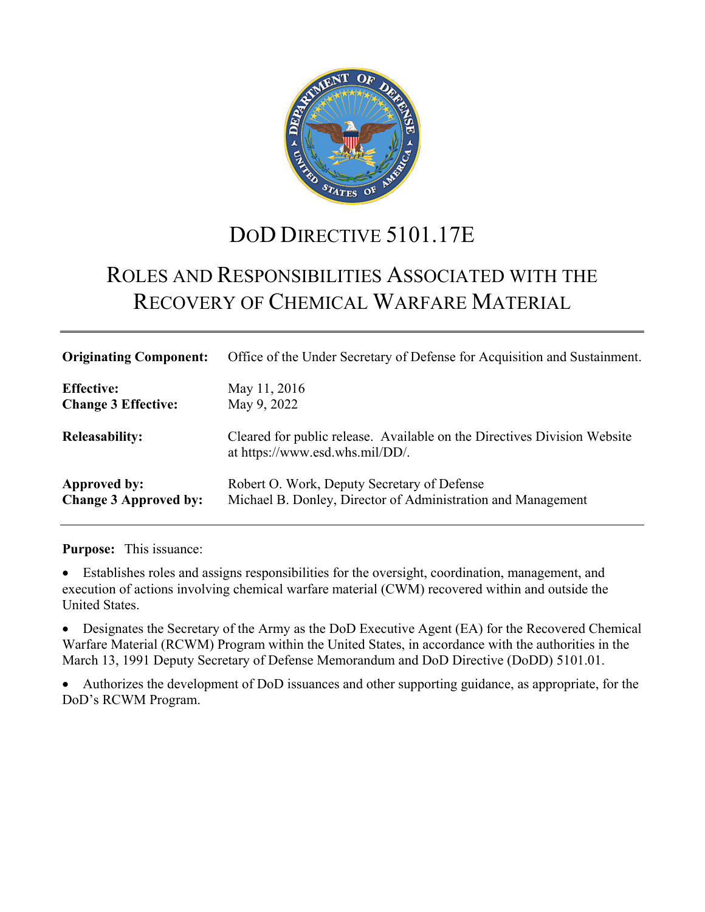# DoD Directive 5101.17E

## Roles and Responsibilities Associated with the Recovery of Chemical Warfare Material

| | |
|---|---|
| **Originating Component:** | Office of the Under Secretary of Defense for Acquisition and Sustainment. |
| **Effective:** | May 11, 2016 |
| **Change 3 Effective:** | May 9, 2022 |
| **Releasability:** | Cleared for public release. Available on the Directives Division Website at https://www.esd.whs.mil/DD/. |
| **Approved by:** | Robert O. Work, Deputy Secretary of Defense |
| **Change 3 Approved by:** | Michael B. Donley, Director of Administration and Management |

**Purpose:** This issuance:

- Establishes roles and assigns responsibilities for the oversight, coordination, management, and execution of actions involving chemical warfare material (CWM) recovered within and outside the United States.
- Designates the Secretary of the Army as the DoD Executive Agent (EA) for the Recovered Chemical Warfare Material (RCWM) Program within the United States, in accordance with the authorities in the March 13, 1991 Deputy Secretary of Defense Memorandum and DoD Directive (DoDD) 5101.01.
- Authorizes the development of DoD issuances and other supporting guidance, as appropriate, for the DoD's RCWM Program.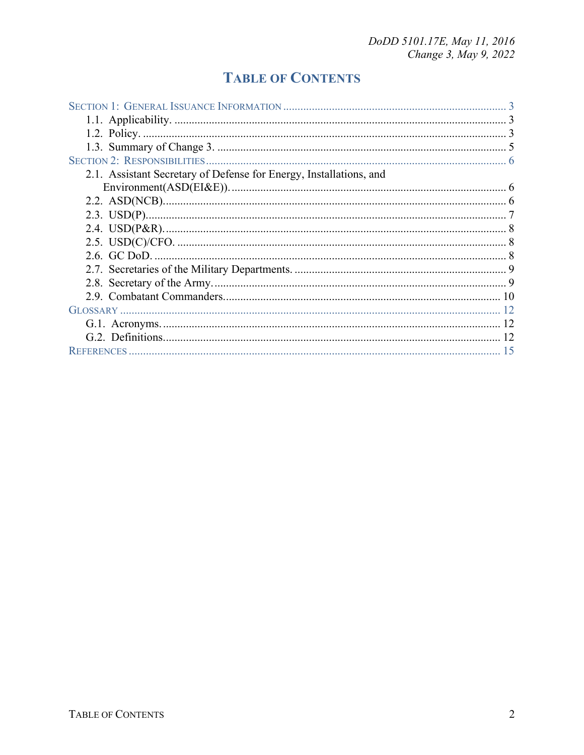# TABLE OF CONTENTS

SECTION 1: GENERAL ISSUANCE INFORMATION ............................................................................. 3
  1.1. Applicability. ................................................................................................................... 3
  1.2. Policy. ............................................................................................................................. 3
  1.3. Summary of Change 3. .................................................................................................... 5
SECTION 2: RESPONSIBILITIES ........................................................................................................ 6
  2.1. Assistant Secretary of Defense for Energy, Installations, and Environment(ASD(EI&E)). ................................................................................................. 6
  2.2. ASD(NCB). ...................................................................................................................... 6
  2.3. USD(P). ............................................................................................................................ 7
  2.4. USD(P&R). ...................................................................................................................... 8
  2.5. USD(C)/CFO. .................................................................................................................. 8
  2.6. GC DoD. .......................................................................................................................... 8
  2.7. Secretaries of the Military Departments. ........................................................................... 9
  2.8. Secretary of the Army. ...................................................................................................... 9
  2.9. Combatant Commanders. ................................................................................................ 10
GLOSSARY ..................................................................................................................................... 12
  G.1. Acronyms. ..................................................................................................................... 12
  G.2. Definitions. .................................................................................................................... 12
REFERENCES .................................................................................................................................. 15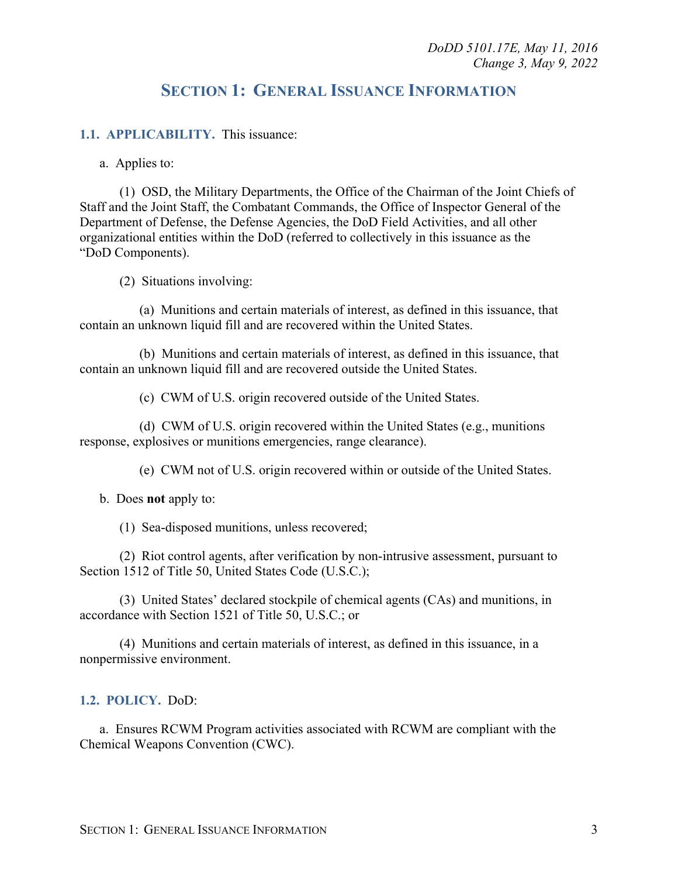## SECTION 1: GENERAL ISSUANCE INFORMATION

**1.1. APPLICABILITY.** This issuance:

a. Applies to:

(1) OSD, the Military Departments, the Office of the Chairman of the Joint Chiefs of Staff and the Joint Staff, the Combatant Commands, the Office of Inspector General of the Department of Defense, the Defense Agencies, the DoD Field Activities, and all other organizational entities within the DoD (referred to collectively in this issuance as the "DoD Components).

(2) Situations involving:

(a) Munitions and certain materials of interest, as defined in this issuance, that contain an unknown liquid fill and are recovered within the United States.

(b) Munitions and certain materials of interest, as defined in this issuance, that contain an unknown liquid fill and are recovered outside the United States.

(c) CWM of U.S. origin recovered outside of the United States.

(d) CWM of U.S. origin recovered within the United States (e.g., munitions response, explosives or munitions emergencies, range clearance).

(e) CWM not of U.S. origin recovered within or outside of the United States.

b. Does **not** apply to:

(1) Sea-disposed munitions, unless recovered;

(2) Riot control agents, after verification by non-intrusive assessment, pursuant to Section 1512 of Title 50, United States Code (U.S.C.);

(3) United States' declared stockpile of chemical agents (CAs) and munitions, in accordance with Section 1521 of Title 50, U.S.C.; or

(4) Munitions and certain materials of interest, as defined in this issuance, in a nonpermissive environment.

**1.2. POLICY.** DoD:

a. Ensures RCWM Program activities associated with RCWM are compliant with the Chemical Weapons Convention (CWC).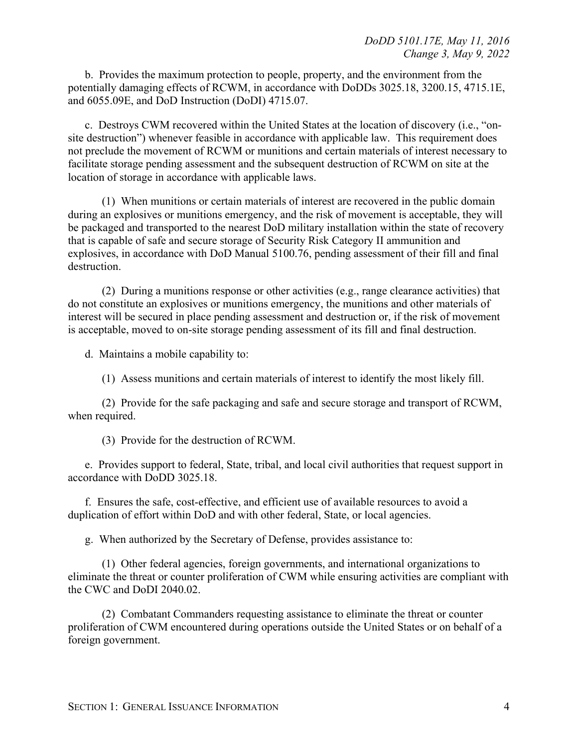b. Provides the maximum protection to people, property, and the environment from the potentially damaging effects of RCWM, in accordance with DoDDs 3025.18, 3200.15, 4715.1E, and 6055.09E, and DoD Instruction (DoDI) 4715.07.

c. Destroys CWM recovered within the United States at the location of discovery (i.e., "on-site destruction") whenever feasible in accordance with applicable law. This requirement does not preclude the movement of RCWM or munitions and certain materials of interest necessary to facilitate storage pending assessment and the subsequent destruction of RCWM on site at the location of storage in accordance with applicable laws.

(1) When munitions or certain materials of interest are recovered in the public domain during an explosives or munitions emergency, and the risk of movement is acceptable, they will be packaged and transported to the nearest DoD military installation within the state of recovery that is capable of safe and secure storage of Security Risk Category II ammunition and explosives, in accordance with DoD Manual 5100.76, pending assessment of their fill and final destruction.

(2) During a munitions response or other activities (e.g., range clearance activities) that do not constitute an explosives or munitions emergency, the munitions and other materials of interest will be secured in place pending assessment and destruction or, if the risk of movement is acceptable, moved to on-site storage pending assessment of its fill and final destruction.

d. Maintains a mobile capability to:

(1) Assess munitions and certain materials of interest to identify the most likely fill.

(2) Provide for the safe packaging and safe and secure storage and transport of RCWM, when required.

(3) Provide for the destruction of RCWM.

e. Provides support to federal, State, tribal, and local civil authorities that request support in accordance with DoDD 3025.18.

f. Ensures the safe, cost-effective, and efficient use of available resources to avoid a duplication of effort within DoD and with other federal, State, or local agencies.

g. When authorized by the Secretary of Defense, provides assistance to:

(1) Other federal agencies, foreign governments, and international organizations to eliminate the threat or counter proliferation of CWM while ensuring activities are compliant with the CWC and DoDI 2040.02.

(2) Combatant Commanders requesting assistance to eliminate the threat or counter proliferation of CWM encountered during operations outside the United States or on behalf of a foreign government.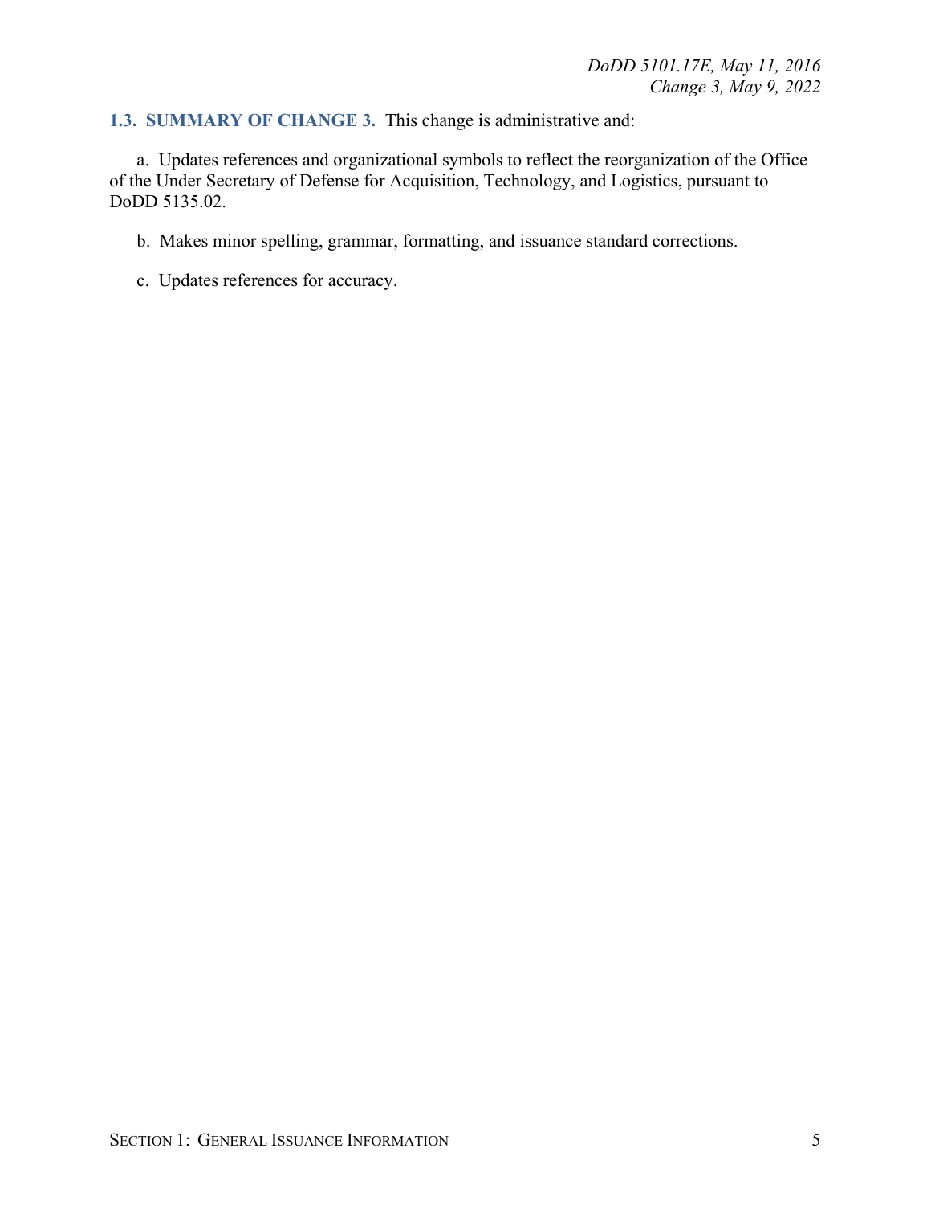**1.3. SUMMARY OF CHANGE 3.** This change is administrative and:

a. Updates references and organizational symbols to reflect the reorganization of the Office of the Under Secretary of Defense for Acquisition, Technology, and Logistics, pursuant to DoDD 5135.02.

b. Makes minor spelling, grammar, formatting, and issuance standard corrections.

c. Updates references for accuracy.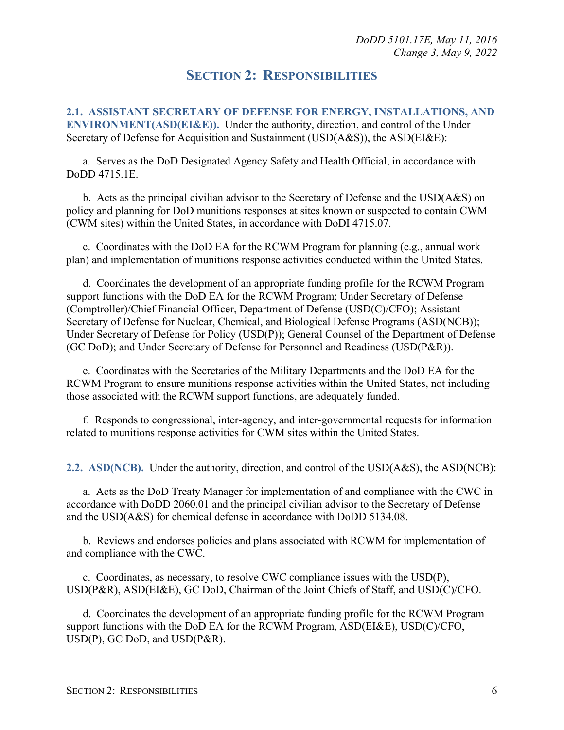# SECTION 2: RESPONSIBILITIES

**2.1. ASSISTANT SECRETARY OF DEFENSE FOR ENERGY, INSTALLATIONS, AND ENVIRONMENT(ASD(EI&E)).** Under the authority, direction, and control of the Under Secretary of Defense for Acquisition and Sustainment (USD(A&S)), the ASD(EI&E):

a. Serves as the DoD Designated Agency Safety and Health Official, in accordance with DoDD 4715.1E.

b. Acts as the principal civilian advisor to the Secretary of Defense and the USD(A&S) on policy and planning for DoD munitions responses at sites known or suspected to contain CWM (CWM sites) within the United States, in accordance with DoDI 4715.07.

c. Coordinates with the DoD EA for the RCWM Program for planning (e.g., annual work plan) and implementation of munitions response activities conducted within the United States.

d. Coordinates the development of an appropriate funding profile for the RCWM Program support functions with the DoD EA for the RCWM Program; Under Secretary of Defense (Comptroller)/Chief Financial Officer, Department of Defense (USD(C)/CFO); Assistant Secretary of Defense for Nuclear, Chemical, and Biological Defense Programs (ASD(NCB)); Under Secretary of Defense for Policy (USD(P)); General Counsel of the Department of Defense (GC DoD); and Under Secretary of Defense for Personnel and Readiness (USD(P&R)).

e. Coordinates with the Secretaries of the Military Departments and the DoD EA for the RCWM Program to ensure munitions response activities within the United States, not including those associated with the RCWM support functions, are adequately funded.

f. Responds to congressional, inter-agency, and inter-governmental requests for information related to munitions response activities for CWM sites within the United States.

**2.2. ASD(NCB).** Under the authority, direction, and control of the USD(A&S), the ASD(NCB):

a. Acts as the DoD Treaty Manager for implementation of and compliance with the CWC in accordance with DoDD 2060.01 and the principal civilian advisor to the Secretary of Defense and the USD(A&S) for chemical defense in accordance with DoDD 5134.08.

b. Reviews and endorses policies and plans associated with RCWM for implementation of and compliance with the CWC.

c. Coordinates, as necessary, to resolve CWC compliance issues with the USD(P), USD(P&R), ASD(EI&E), GC DoD, Chairman of the Joint Chiefs of Staff, and USD(C)/CFO.

d. Coordinates the development of an appropriate funding profile for the RCWM Program support functions with the DoD EA for the RCWM Program, ASD(EI&E), USD(C)/CFO, USD(P), GC DoD, and USD(P&R).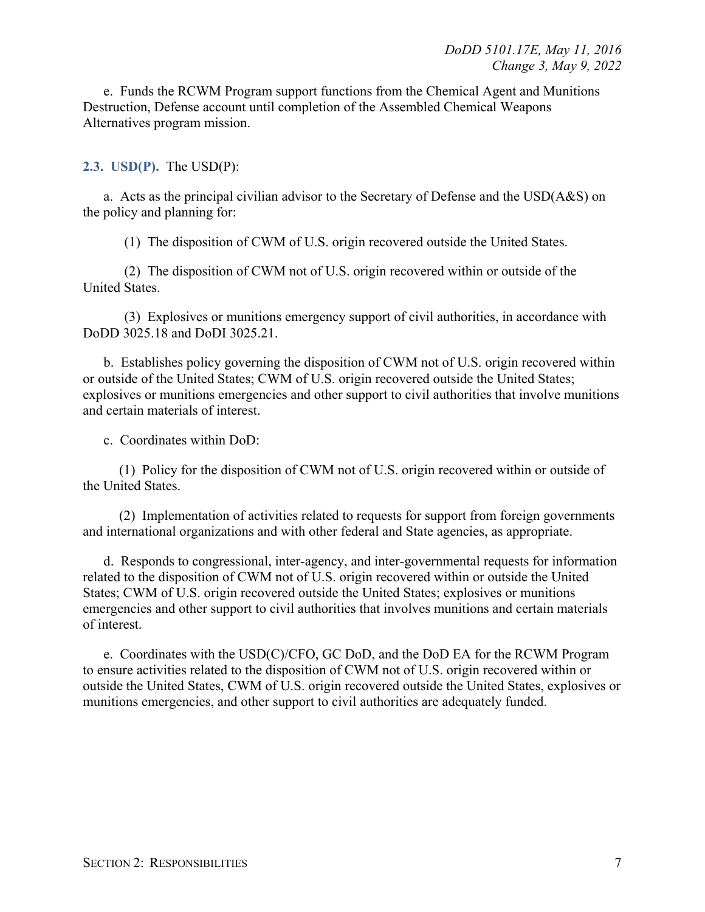e. Funds the RCWM Program support functions from the Chemical Agent and Munitions Destruction, Defense account until completion of the Assembled Chemical Weapons Alternatives program mission.

## 2.3. USD(P).

The USD(P):

a. Acts as the principal civilian advisor to the Secretary of Defense and the USD(A&S) on the policy and planning for:

(1) The disposition of CWM of U.S. origin recovered outside the United States.

(2) The disposition of CWM not of U.S. origin recovered within or outside of the United States.

(3) Explosives or munitions emergency support of civil authorities, in accordance with DoDD 3025.18 and DoDI 3025.21.

b. Establishes policy governing the disposition of CWM not of U.S. origin recovered within or outside of the United States; CWM of U.S. origin recovered outside the United States; explosives or munitions emergencies and other support to civil authorities that involve munitions and certain materials of interest.

c. Coordinates within DoD:

(1) Policy for the disposition of CWM not of U.S. origin recovered within or outside of the United States.

(2) Implementation of activities related to requests for support from foreign governments and international organizations and with other federal and State agencies, as appropriate.

d. Responds to congressional, inter-agency, and inter-governmental requests for information related to the disposition of CWM not of U.S. origin recovered within or outside the United States; CWM of U.S. origin recovered outside the United States; explosives or munitions emergencies and other support to civil authorities that involves munitions and certain materials of interest.

e. Coordinates with the USD(C)/CFO, GC DoD, and the DoD EA for the RCWM Program to ensure activities related to the disposition of CWM not of U.S. origin recovered within or outside the United States, CWM of U.S. origin recovered outside the United States, explosives or munitions emergencies, and other support to civil authorities are adequately funded.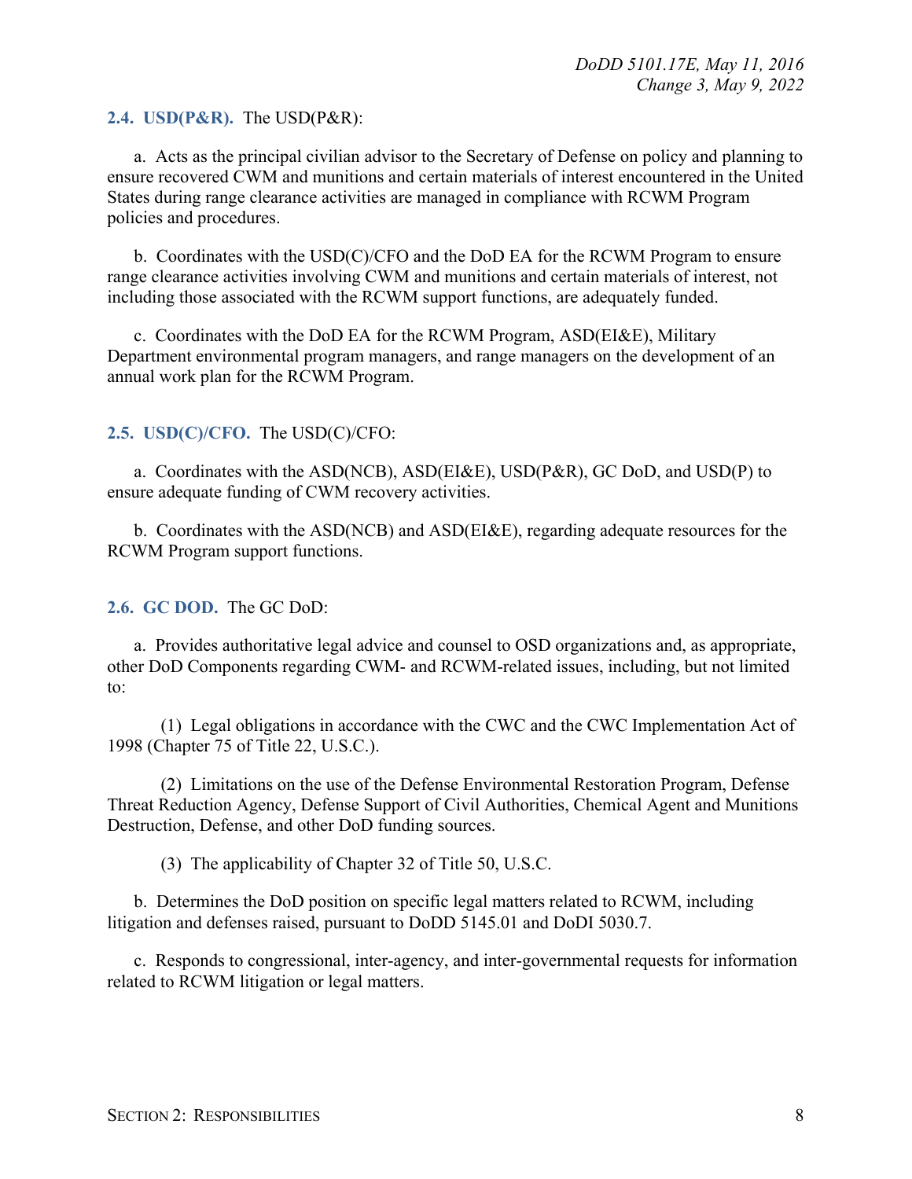**2.4. USD(P&R).** The USD(P&R):

a. Acts as the principal civilian advisor to the Secretary of Defense on policy and planning to ensure recovered CWM and munitions and certain materials of interest encountered in the United States during range clearance activities are managed in compliance with RCWM Program policies and procedures.

b. Coordinates with the USD(C)/CFO and the DoD EA for the RCWM Program to ensure range clearance activities involving CWM and munitions and certain materials of interest, not including those associated with the RCWM support functions, are adequately funded.

c. Coordinates with the DoD EA for the RCWM Program, ASD(EI&E), Military Department environmental program managers, and range managers on the development of an annual work plan for the RCWM Program.

**2.5. USD(C)/CFO.** The USD(C)/CFO:

a. Coordinates with the ASD(NCB), ASD(EI&E), USD(P&R), GC DoD, and USD(P) to ensure adequate funding of CWM recovery activities.

b. Coordinates with the ASD(NCB) and ASD(EI&E), regarding adequate resources for the RCWM Program support functions.

**2.6. GC DOD.** The GC DoD:

a. Provides authoritative legal advice and counsel to OSD organizations and, as appropriate, other DoD Components regarding CWM- and RCWM-related issues, including, but not limited to:

(1) Legal obligations in accordance with the CWC and the CWC Implementation Act of 1998 (Chapter 75 of Title 22, U.S.C.).

(2) Limitations on the use of the Defense Environmental Restoration Program, Defense Threat Reduction Agency, Defense Support of Civil Authorities, Chemical Agent and Munitions Destruction, Defense, and other DoD funding sources.

(3) The applicability of Chapter 32 of Title 50, U.S.C.

b. Determines the DoD position on specific legal matters related to RCWM, including litigation and defenses raised, pursuant to DoDD 5145.01 and DoDI 5030.7.

c. Responds to congressional, inter-agency, and inter-governmental requests for information related to RCWM litigation or legal matters.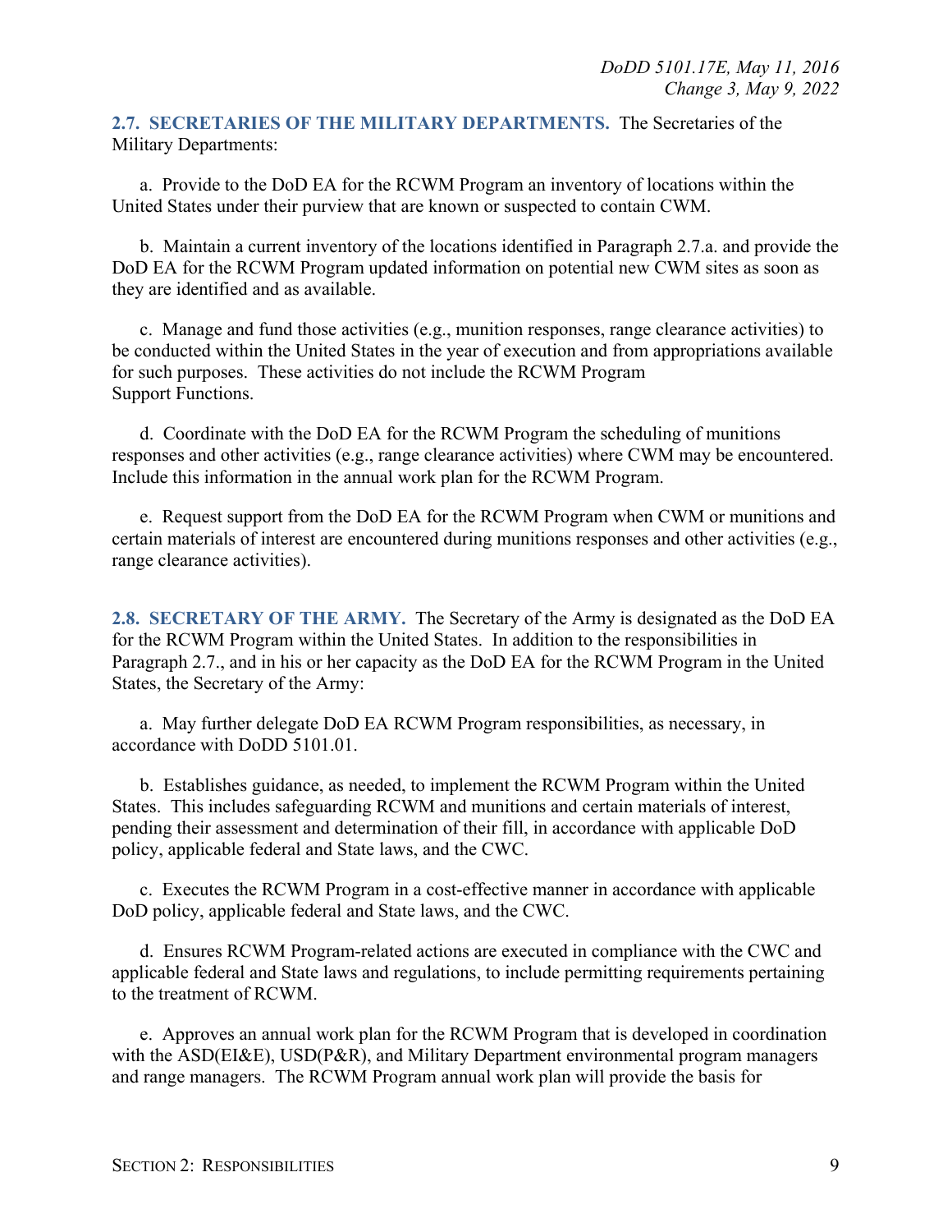**2.7. SECRETARIES OF THE MILITARY DEPARTMENTS.** The Secretaries of the Military Departments:

a. Provide to the DoD EA for the RCWM Program an inventory of locations within the United States under their purview that are known or suspected to contain CWM.

b. Maintain a current inventory of the locations identified in Paragraph 2.7.a. and provide the DoD EA for the RCWM Program updated information on potential new CWM sites as soon as they are identified and as available.

c. Manage and fund those activities (e.g., munition responses, range clearance activities) to be conducted within the United States in the year of execution and from appropriations available for such purposes. These activities do not include the RCWM Program Support Functions.

d. Coordinate with the DoD EA for the RCWM Program the scheduling of munitions responses and other activities (e.g., range clearance activities) where CWM may be encountered. Include this information in the annual work plan for the RCWM Program.

e. Request support from the DoD EA for the RCWM Program when CWM or munitions and certain materials of interest are encountered during munitions responses and other activities (e.g., range clearance activities).

**2.8. SECRETARY OF THE ARMY.** The Secretary of the Army is designated as the DoD EA for the RCWM Program within the United States. In addition to the responsibilities in Paragraph 2.7., and in his or her capacity as the DoD EA for the RCWM Program in the United States, the Secretary of the Army:

a. May further delegate DoD EA RCWM Program responsibilities, as necessary, in accordance with DoDD 5101.01.

b. Establishes guidance, as needed, to implement the RCWM Program within the United States. This includes safeguarding RCWM and munitions and certain materials of interest, pending their assessment and determination of their fill, in accordance with applicable DoD policy, applicable federal and State laws, and the CWC.

c. Executes the RCWM Program in a cost-effective manner in accordance with applicable DoD policy, applicable federal and State laws, and the CWC.

d. Ensures RCWM Program-related actions are executed in compliance with the CWC and applicable federal and State laws and regulations, to include permitting requirements pertaining to the treatment of RCWM.

e. Approves an annual work plan for the RCWM Program that is developed in coordination with the ASD(EI&E), USD(P&R), and Military Department environmental program managers and range managers. The RCWM Program annual work plan will provide the basis for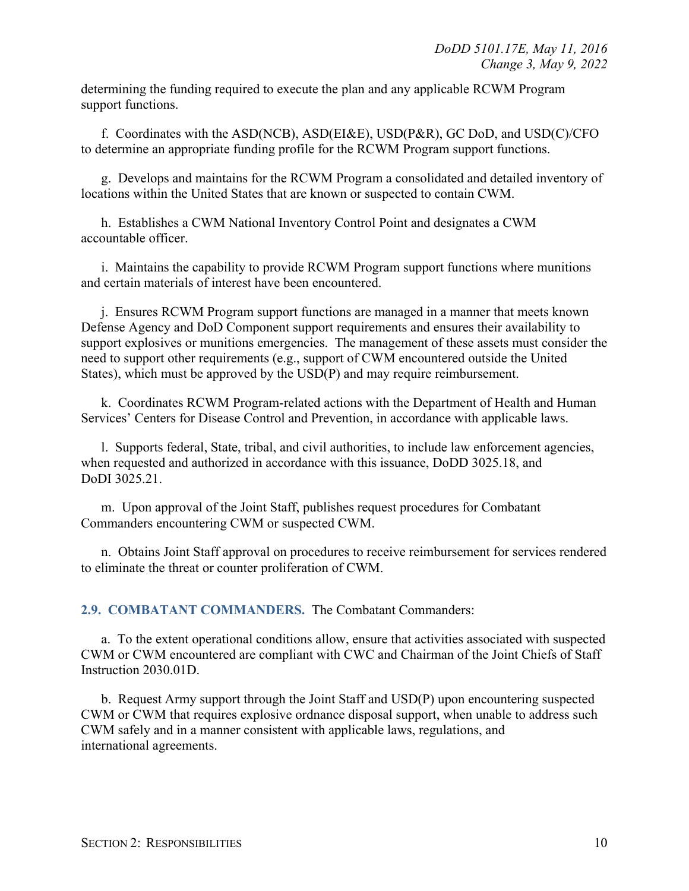determining the funding required to execute the plan and any applicable RCWM Program support functions.

f. Coordinates with the ASD(NCB), ASD(EI&E), USD(P&R), GC DoD, and USD(C)/CFO to determine an appropriate funding profile for the RCWM Program support functions.

g. Develops and maintains for the RCWM Program a consolidated and detailed inventory of locations within the United States that are known or suspected to contain CWM.

h. Establishes a CWM National Inventory Control Point and designates a CWM accountable officer.

i. Maintains the capability to provide RCWM Program support functions where munitions and certain materials of interest have been encountered.

j. Ensures RCWM Program support functions are managed in a manner that meets known Defense Agency and DoD Component support requirements and ensures their availability to support explosives or munitions emergencies. The management of these assets must consider the need to support other requirements (e.g., support of CWM encountered outside the United States), which must be approved by the USD(P) and may require reimbursement.

k. Coordinates RCWM Program-related actions with the Department of Health and Human Services' Centers for Disease Control and Prevention, in accordance with applicable laws.

l. Supports federal, State, tribal, and civil authorities, to include law enforcement agencies, when requested and authorized in accordance with this issuance, DoDD 3025.18, and DoDI 3025.21.

m. Upon approval of the Joint Staff, publishes request procedures for Combatant Commanders encountering CWM or suspected CWM.

n. Obtains Joint Staff approval on procedures to receive reimbursement for services rendered to eliminate the threat or counter proliferation of CWM.

## 2.9. COMBATANT COMMANDERS.

The Combatant Commanders:

a. To the extent operational conditions allow, ensure that activities associated with suspected CWM or CWM encountered are compliant with CWC and Chairman of the Joint Chiefs of Staff Instruction 2030.01D.

b. Request Army support through the Joint Staff and USD(P) upon encountering suspected CWM or CWM that requires explosive ordnance disposal support, when unable to address such CWM safely and in a manner consistent with applicable laws, regulations, and international agreements.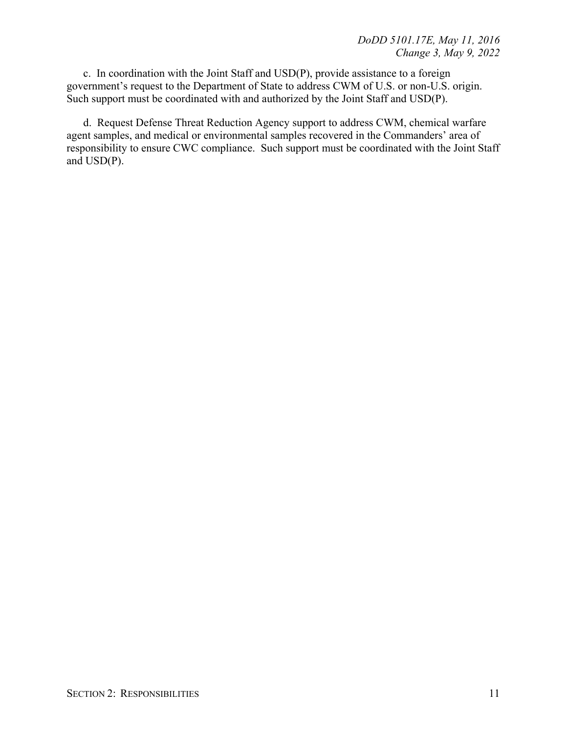c. In coordination with the Joint Staff and USD(P), provide assistance to a foreign government's request to the Department of State to address CWM of U.S. or non-U.S. origin. Such support must be coordinated with and authorized by the Joint Staff and USD(P).

d. Request Defense Threat Reduction Agency support to address CWM, chemical warfare agent samples, and medical or environmental samples recovered in the Commanders' area of responsibility to ensure CWC compliance. Such support must be coordinated with the Joint Staff and USD(P).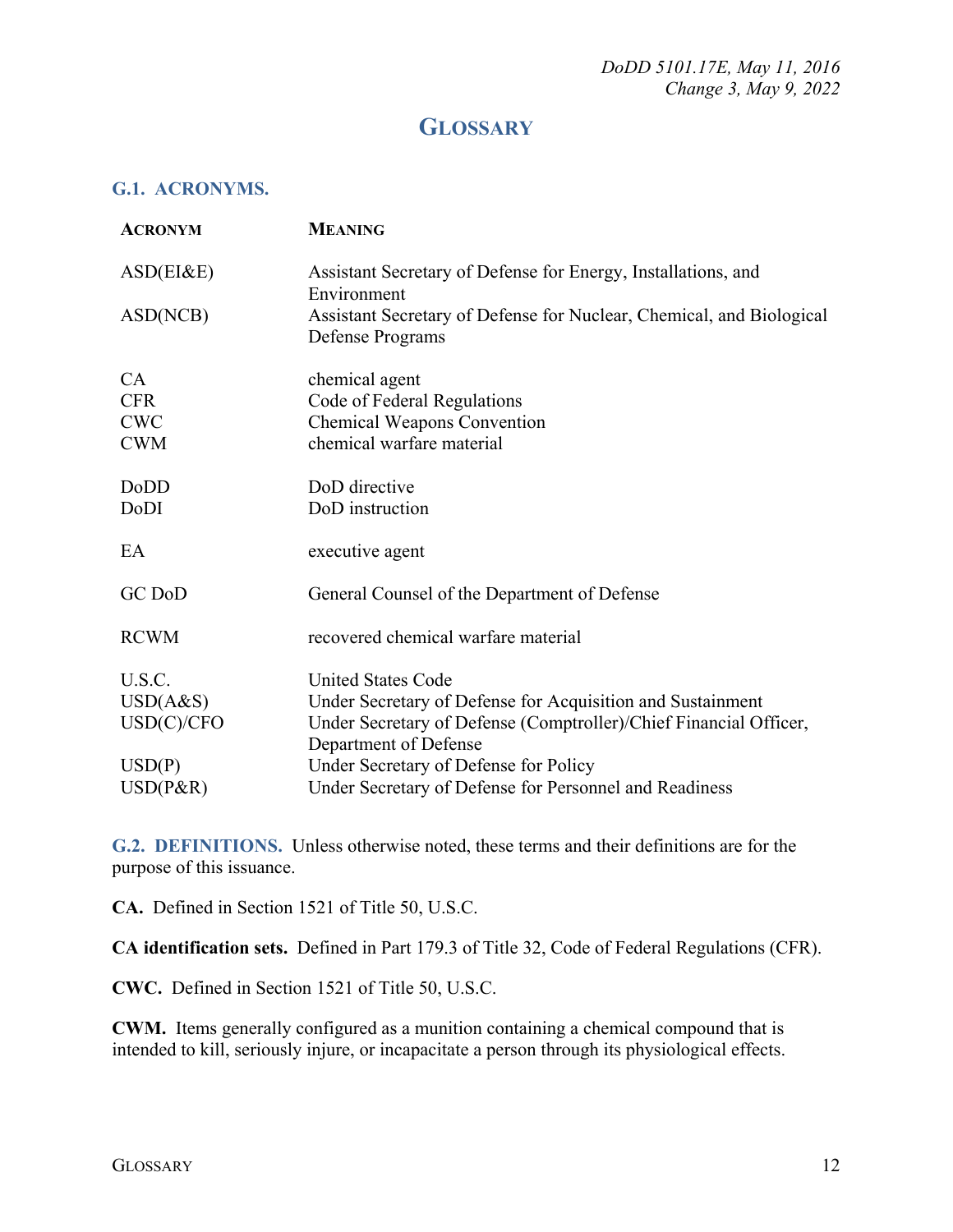# GLOSSARY

## G.1. ACRONYMS.

| ACRONYM | MEANING |
|---|---|
| ASD(EI&E) | Assistant Secretary of Defense for Energy, Installations, and Environment |
| ASD(NCB) | Assistant Secretary of Defense for Nuclear, Chemical, and Biological Defense Programs |
| CA | chemical agent |
| CFR | Code of Federal Regulations |
| CWC | Chemical Weapons Convention |
| CWM | chemical warfare material |
| DoDD | DoD directive |
| DoDI | DoD instruction |
| EA | executive agent |
| GC DoD | General Counsel of the Department of Defense |
| RCWM | recovered chemical warfare material |
| U.S.C. | United States Code |
| USD(A&S) | Under Secretary of Defense for Acquisition and Sustainment |
| USD(C)/CFO | Under Secretary of Defense (Comptroller)/Chief Financial Officer, Department of Defense |
| USD(P) | Under Secretary of Defense for Policy |
| USD(P&R) | Under Secretary of Defense for Personnel and Readiness |

## G.2. DEFINITIONS.

Unless otherwise noted, these terms and their definitions are for the purpose of this issuance.

**CA.** Defined in Section 1521 of Title 50, U.S.C.

**CA identification sets.** Defined in Part 179.3 of Title 32, Code of Federal Regulations (CFR).

**CWC.** Defined in Section 1521 of Title 50, U.S.C.

**CWM.** Items generally configured as a munition containing a chemical compound that is intended to kill, seriously injure, or incapacitate a person through its physiological effects.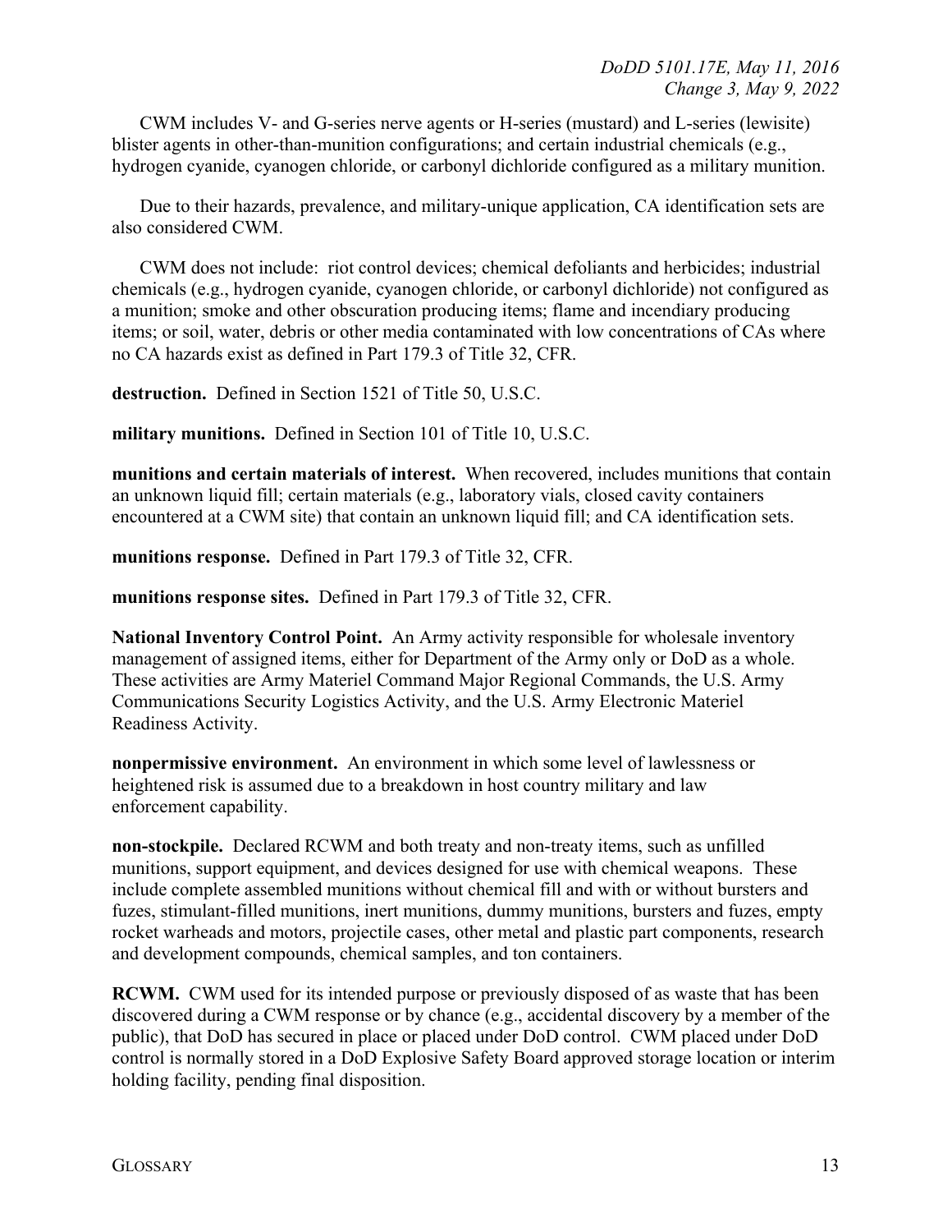CWM includes V- and G-series nerve agents or H-series (mustard) and L-series (lewisite) blister agents in other-than-munition configurations; and certain industrial chemicals (e.g., hydrogen cyanide, cyanogen chloride, or carbonyl dichloride configured as a military munition.

Due to their hazards, prevalence, and military-unique application, CA identification sets are also considered CWM.

CWM does not include: riot control devices; chemical defoliants and herbicides; industrial chemicals (e.g., hydrogen cyanide, cyanogen chloride, or carbonyl dichloride) not configured as a munition; smoke and other obscuration producing items; flame and incendiary producing items; or soil, water, debris or other media contaminated with low concentrations of CAs where no CA hazards exist as defined in Part 179.3 of Title 32, CFR.

**destruction.** Defined in Section 1521 of Title 50, U.S.C.

**military munitions.** Defined in Section 101 of Title 10, U.S.C.

**munitions and certain materials of interest.** When recovered, includes munitions that contain an unknown liquid fill; certain materials (e.g., laboratory vials, closed cavity containers encountered at a CWM site) that contain an unknown liquid fill; and CA identification sets.

**munitions response.** Defined in Part 179.3 of Title 32, CFR.

**munitions response sites.** Defined in Part 179.3 of Title 32, CFR.

**National Inventory Control Point.** An Army activity responsible for wholesale inventory management of assigned items, either for Department of the Army only or DoD as a whole. These activities are Army Materiel Command Major Regional Commands, the U.S. Army Communications Security Logistics Activity, and the U.S. Army Electronic Materiel Readiness Activity.

**nonpermissive environment.** An environment in which some level of lawlessness or heightened risk is assumed due to a breakdown in host country military and law enforcement capability.

**non-stockpile.** Declared RCWM and both treaty and non-treaty items, such as unfilled munitions, support equipment, and devices designed for use with chemical weapons. These include complete assembled munitions without chemical fill and with or without bursters and fuzes, stimulant-filled munitions, inert munitions, dummy munitions, bursters and fuzes, empty rocket warheads and motors, projectile cases, other metal and plastic part components, research and development compounds, chemical samples, and ton containers.

**RCWM.** CWM used for its intended purpose or previously disposed of as waste that has been discovered during a CWM response or by chance (e.g., accidental discovery by a member of the public), that DoD has secured in place or placed under DoD control. CWM placed under DoD control is normally stored in a DoD Explosive Safety Board approved storage location or interim holding facility, pending final disposition.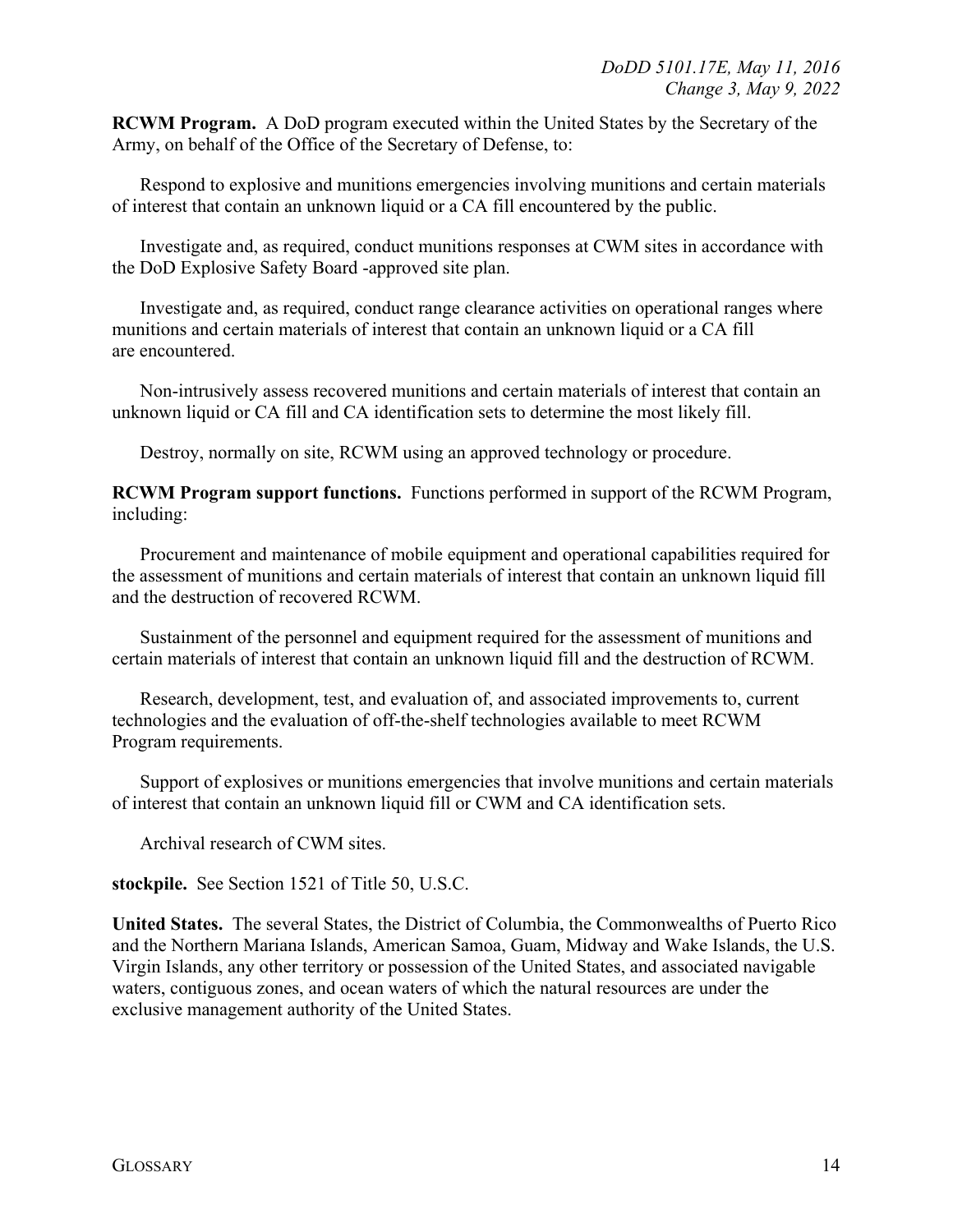**RCWM Program.** A DoD program executed within the United States by the Secretary of the Army, on behalf of the Office of the Secretary of Defense, to:

Respond to explosive and munitions emergencies involving munitions and certain materials of interest that contain an unknown liquid or a CA fill encountered by the public.

Investigate and, as required, conduct munitions responses at CWM sites in accordance with the DoD Explosive Safety Board -approved site plan.

Investigate and, as required, conduct range clearance activities on operational ranges where munitions and certain materials of interest that contain an unknown liquid or a CA fill are encountered.

Non-intrusively assess recovered munitions and certain materials of interest that contain an unknown liquid or CA fill and CA identification sets to determine the most likely fill.

Destroy, normally on site, RCWM using an approved technology or procedure.

**RCWM Program support functions.** Functions performed in support of the RCWM Program, including:

Procurement and maintenance of mobile equipment and operational capabilities required for the assessment of munitions and certain materials of interest that contain an unknown liquid fill and the destruction of recovered RCWM.

Sustainment of the personnel and equipment required for the assessment of munitions and certain materials of interest that contain an unknown liquid fill and the destruction of RCWM.

Research, development, test, and evaluation of, and associated improvements to, current technologies and the evaluation of off-the-shelf technologies available to meet RCWM Program requirements.

Support of explosives or munitions emergencies that involve munitions and certain materials of interest that contain an unknown liquid fill or CWM and CA identification sets.

Archival research of CWM sites.

**stockpile.** See Section 1521 of Title 50, U.S.C.

**United States.** The several States, the District of Columbia, the Commonwealths of Puerto Rico and the Northern Mariana Islands, American Samoa, Guam, Midway and Wake Islands, the U.S. Virgin Islands, any other territory or possession of the United States, and associated navigable waters, contiguous zones, and ocean waters of which the natural resources are under the exclusive management authority of the United States.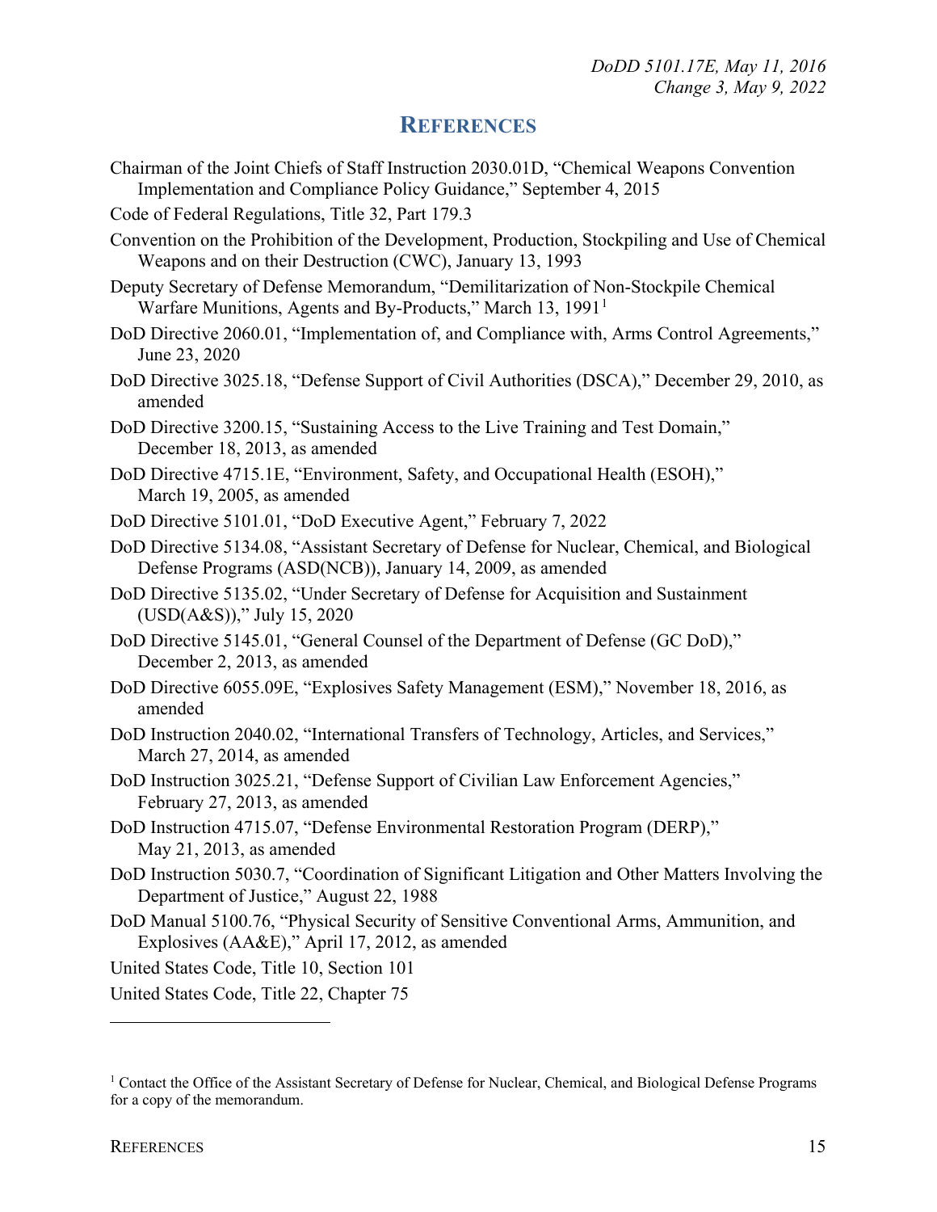## REFERENCES

Chairman of the Joint Chiefs of Staff Instruction 2030.01D, "Chemical Weapons Convention Implementation and Compliance Policy Guidance," September 4, 2015

Code of Federal Regulations, Title 32, Part 179.3

Convention on the Prohibition of the Development, Production, Stockpiling and Use of Chemical Weapons and on their Destruction (CWC), January 13, 1993

Deputy Secretary of Defense Memorandum, "Demilitarization of Non-Stockpile Chemical Warfare Munitions, Agents and By-Products," March 13, 1991[1]

DoD Directive 2060.01, "Implementation of, and Compliance with, Arms Control Agreements," June 23, 2020

DoD Directive 3025.18, "Defense Support of Civil Authorities (DSCA)," December 29, 2010, as amended

DoD Directive 3200.15, "Sustaining Access to the Live Training and Test Domain," December 18, 2013, as amended

DoD Directive 4715.1E, "Environment, Safety, and Occupational Health (ESOH)," March 19, 2005, as amended

DoD Directive 5101.01, "DoD Executive Agent," February 7, 2022

DoD Directive 5134.08, "Assistant Secretary of Defense for Nuclear, Chemical, and Biological Defense Programs (ASD(NCB)), January 14, 2009, as amended

DoD Directive 5135.02, "Under Secretary of Defense for Acquisition and Sustainment (USD(A&S))," July 15, 2020

DoD Directive 5145.01, "General Counsel of the Department of Defense (GC DoD)," December 2, 2013, as amended

DoD Directive 6055.09E, "Explosives Safety Management (ESM)," November 18, 2016, as amended

DoD Instruction 2040.02, "International Transfers of Technology, Articles, and Services," March 27, 2014, as amended

DoD Instruction 3025.21, "Defense Support of Civilian Law Enforcement Agencies," February 27, 2013, as amended

DoD Instruction 4715.07, "Defense Environmental Restoration Program (DERP)," May 21, 2013, as amended

DoD Instruction 5030.7, "Coordination of Significant Litigation and Other Matters Involving the Department of Justice," August 22, 1988

DoD Manual 5100.76, "Physical Security of Sensitive Conventional Arms, Ammunition, and Explosives (AA&E)," April 17, 2012, as amended

United States Code, Title 10, Section 101

United States Code, Title 22, Chapter 75

---

[1] Contact the Office of the Assistant Secretary of Defense for Nuclear, Chemical, and Biological Defense Programs for a copy of the memorandum.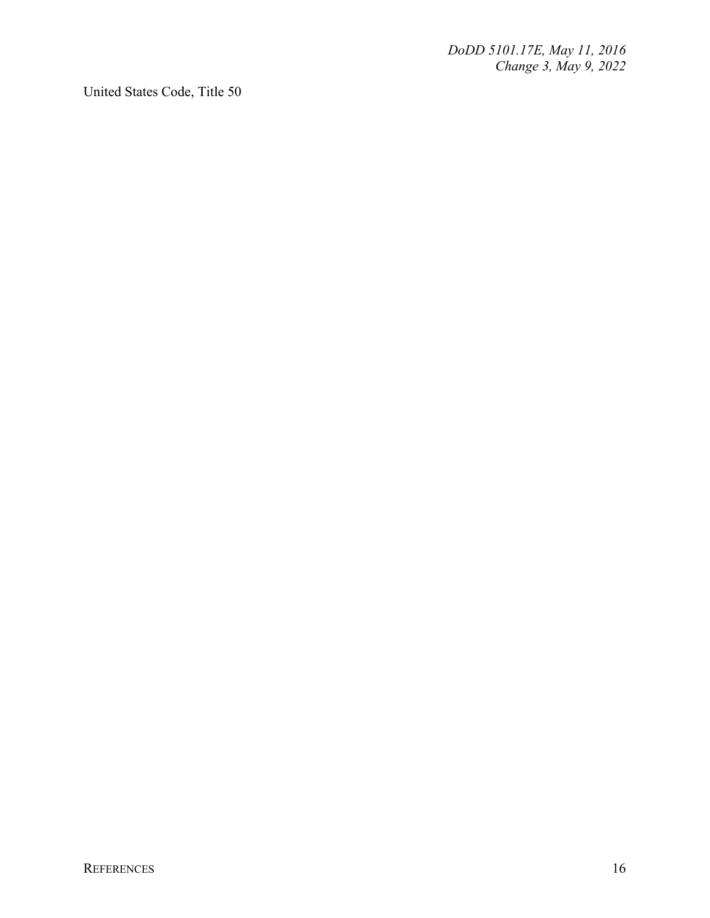United States Code, Title 50